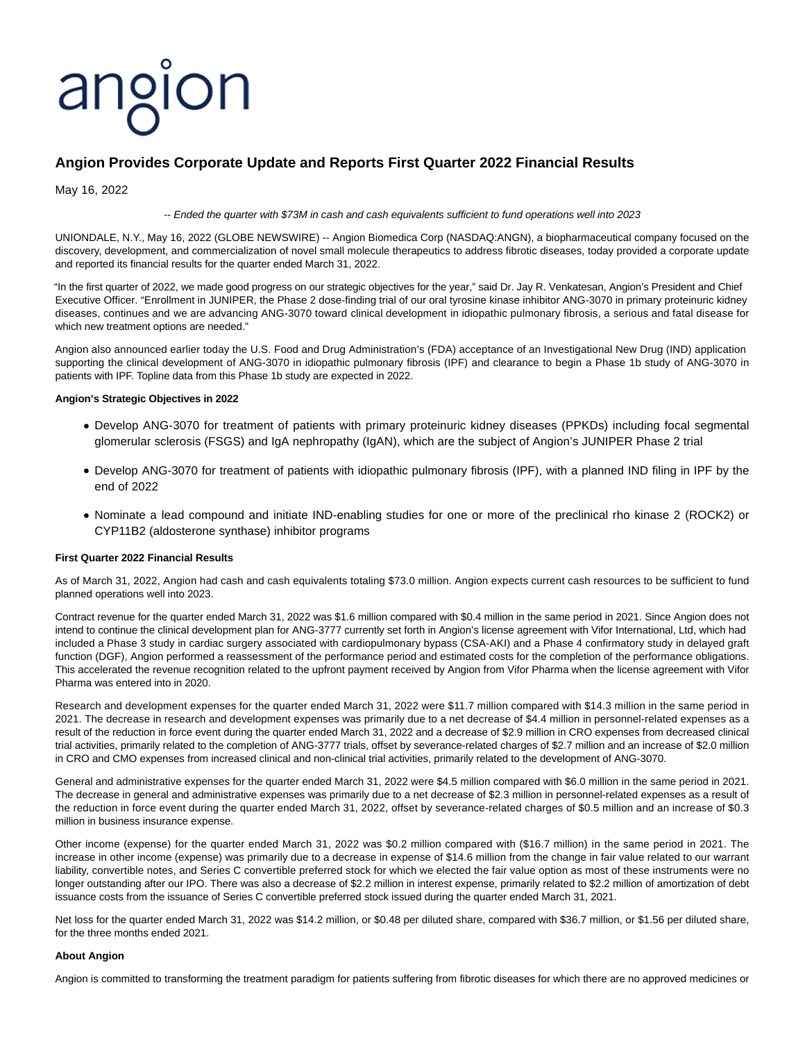angion

# Angion Provides Corporate Update and Reports First Quarter 2022 Financial Results

May 16, 2022

*-- Ended the quarter with $73M in cash and cash equivalents sufficient to fund operations well into 2023*

UNIONDALE, N.Y., May 16, 2022 (GLOBE NEWSWIRE) -- Angion Biomedica Corp (NASDAQ:ANGN), a biopharmaceutical company focused on the discovery, development, and commercialization of novel small molecule therapeutics to address fibrotic diseases, today provided a corporate update and reported its financial results for the quarter ended March 31, 2022.

"In the first quarter of 2022, we made good progress on our strategic objectives for the year," said Dr. Jay R. Venkatesan, Angion's President and Chief Executive Officer. "Enrollment in JUNIPER, the Phase 2 dose-finding trial of our oral tyrosine kinase inhibitor ANG-3070 in primary proteinuric kidney diseases, continues and we are advancing ANG-3070 toward clinical development in idiopathic pulmonary fibrosis, a serious and fatal disease for which new treatment options are needed."

Angion also announced earlier today the U.S. Food and Drug Administration's (FDA) acceptance of an Investigational New Drug (IND) application supporting the clinical development of ANG-3070 in idiopathic pulmonary fibrosis (IPF) and clearance to begin a Phase 1b study of ANG-3070 in patients with IPF. Topline data from this Phase 1b study are expected in 2022.

**Angion's Strategic Objectives in 2022**

- Develop ANG-3070 for treatment of patients with primary proteinuric kidney diseases (PPKDs) including focal segmental glomerular sclerosis (FSGS) and IgA nephropathy (IgAN), which are the subject of Angion's JUNIPER Phase 2 trial
- Develop ANG-3070 for treatment of patients with idiopathic pulmonary fibrosis (IPF), with a planned IND filing in IPF by the end of 2022
- Nominate a lead compound and initiate IND-enabling studies for one or more of the preclinical rho kinase 2 (ROCK2) or CYP11B2 (aldosterone synthase) inhibitor programs

**First Quarter 2022 Financial Results**

As of March 31, 2022, Angion had cash and cash equivalents totaling $73.0 million. Angion expects current cash resources to be sufficient to fund planned operations well into 2023.

Contract revenue for the quarter ended March 31, 2022 was $1.6 million compared with $0.4 million in the same period in 2021. Since Angion does not intend to continue the clinical development plan for ANG-3777 currently set forth in Angion's license agreement with Vifor International, Ltd, which had included a Phase 3 study in cardiac surgery associated with cardiopulmonary bypass (CSA-AKI) and a Phase 4 confirmatory study in delayed graft function (DGF), Angion performed a reassessment of the performance period and estimated costs for the completion of the performance obligations. This accelerated the revenue recognition related to the upfront payment received by Angion from Vifor Pharma when the license agreement with Vifor Pharma was entered into in 2020.

Research and development expenses for the quarter ended March 31, 2022 were $11.7 million compared with $14.3 million in the same period in 2021. The decrease in research and development expenses was primarily due to a net decrease of $4.4 million in personnel-related expenses as a result of the reduction in force event during the quarter ended March 31, 2022 and a decrease of $2.9 million in CRO expenses from decreased clinical trial activities, primarily related to the completion of ANG-3777 trials, offset by severance-related charges of $2.7 million and an increase of $2.0 million in CRO and CMO expenses from increased clinical and non-clinical trial activities, primarily related to the development of ANG-3070.

General and administrative expenses for the quarter ended March 31, 2022 were $4.5 million compared with $6.0 million in the same period in 2021. The decrease in general and administrative expenses was primarily due to a net decrease of $2.3 million in personnel-related expenses as a result of the reduction in force event during the quarter ended March 31, 2022, offset by severance-related charges of $0.5 million and an increase of $0.3 million in business insurance expense.

Other income (expense) for the quarter ended March 31, 2022 was $0.2 million compared with ($16.7 million) in the same period in 2021. The increase in other income (expense) was primarily due to a decrease in expense of $14.6 million from the change in fair value related to our warrant liability, convertible notes, and Series C convertible preferred stock for which we elected the fair value option as most of these instruments were no longer outstanding after our IPO. There was also a decrease of $2.2 million in interest expense, primarily related to $2.2 million of amortization of debt issuance costs from the issuance of Series C convertible preferred stock issued during the quarter ended March 31, 2021.

Net loss for the quarter ended March 31, 2022 was $14.2 million, or $0.48 per diluted share, compared with $36.7 million, or $1.56 per diluted share, for the three months ended 2021.

**About Angion**

Angion is committed to transforming the treatment paradigm for patients suffering from fibrotic diseases for which there are no approved medicines or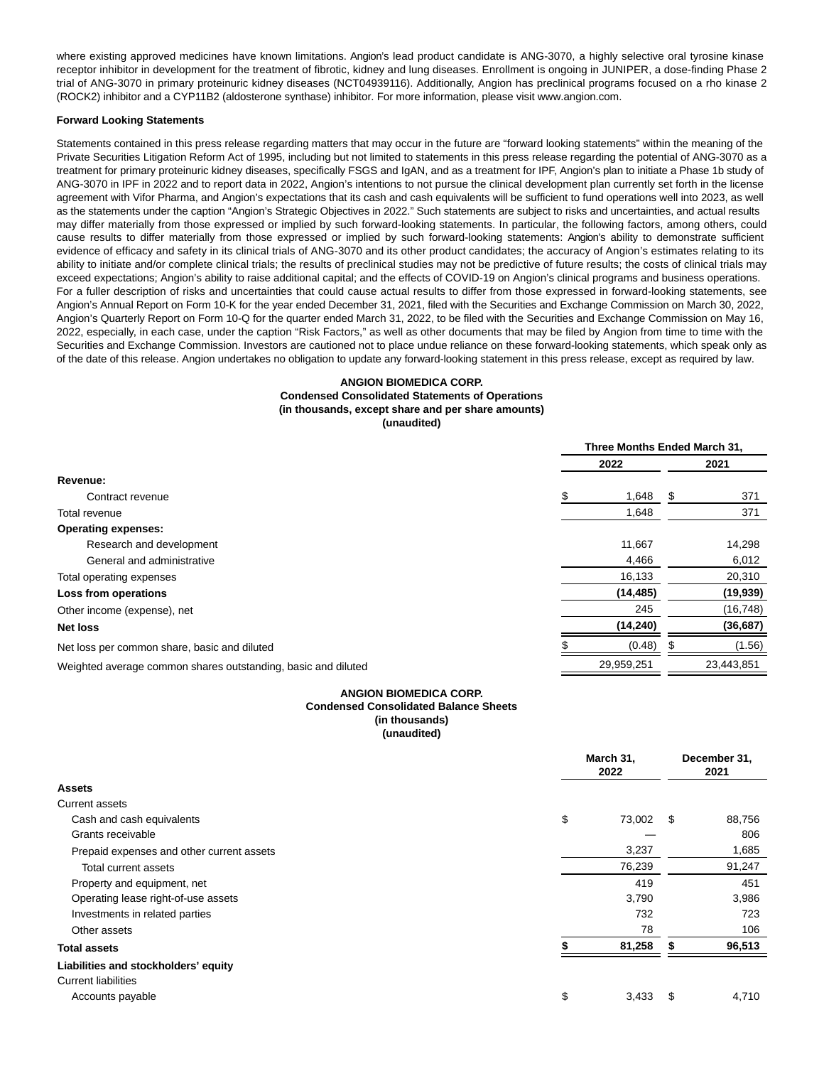where existing approved medicines have known limitations. Angion's lead product candidate is ANG-3070, a highly selective oral tyrosine kinase receptor inhibitor in development for the treatment of fibrotic, kidney and lung diseases. Enrollment is ongoing in JUNIPER, a dose-finding Phase 2 trial of ANG-3070 in primary proteinuric kidney diseases (NCT04939116). Additionally, Angion has preclinical programs focused on a rho kinase 2 (ROCK2) inhibitor and a CYP11B2 (aldosterone synthase) inhibitor. For more information, please visit www.angion.com.

**Forward Looking Statements**

Statements contained in this press release regarding matters that may occur in the future are "forward looking statements" within the meaning of the Private Securities Litigation Reform Act of 1995, including but not limited to statements in this press release regarding the potential of ANG-3070 as a treatment for primary proteinuric kidney diseases, specifically FSGS and IgAN, and as a treatment for IPF, Angion's plan to initiate a Phase 1b study of ANG-3070 in IPF in 2022 and to report data in 2022, Angion's intentions to not pursue the clinical development plan currently set forth in the license agreement with Vifor Pharma, and Angion's expectations that its cash and cash equivalents will be sufficient to fund operations well into 2023, as well as the statements under the caption "Angion's Strategic Objectives in 2022." Such statements are subject to risks and uncertainties, and actual results may differ materially from those expressed or implied by such forward-looking statements. In particular, the following factors, among others, could cause results to differ materially from those expressed or implied by such forward-looking statements: Angion's ability to demonstrate sufficient evidence of efficacy and safety in its clinical trials of ANG-3070 and its other product candidates; the accuracy of Angion's estimates relating to its ability to initiate and/or complete clinical trials; the results of preclinical studies may not be predictive of future results; the costs of clinical trials may exceed expectations; Angion's ability to raise additional capital; and the effects of COVID-19 on Angion's clinical programs and business operations. For a fuller description of risks and uncertainties that could cause actual results to differ from those expressed in forward-looking statements, see Angion's Annual Report on Form 10-K for the year ended December 31, 2021, filed with the Securities and Exchange Commission on March 30, 2022, Angion's Quarterly Report on Form 10-Q for the quarter ended March 31, 2022, to be filed with the Securities and Exchange Commission on May 16, 2022, especially, in each case, under the caption "Risk Factors," as well as other documents that may be filed by Angion from time to time with the Securities and Exchange Commission. Investors are cautioned not to place undue reliance on these forward-looking statements, which speak only as of the date of this release. Angion undertakes no obligation to update any forward-looking statement in this press release, except as required by law.

**ANGION BIOMEDICA CORP.**
**Condensed Consolidated Statements of Operations**
**(in thousands, except share and per share amounts)**
**(unaudited)**

| | Three Months Ended March 31, | |
|---|---|---|
| | 2022 | 2021 |
| **Revenue:** | | |
| Contract revenue | $ 1,648 | $ 371 |
| Total revenue | 1,648 | 371 |
| **Operating expenses:** | | |
| Research and development | 11,667 | 14,298 |
| General and administrative | 4,466 | 6,012 |
| Total operating expenses | 16,133 | 20,310 |
| **Loss from operations** | **(14,485)** | **(19,939)** |
| Other income (expense), net | 245 | (16,748) |
| **Net loss** | **(14,240)** | **(36,687)** |
| Net loss per common share, basic and diluted | $ (0.48) | $ (1.56) |
| Weighted average common shares outstanding, basic and diluted | 29,959,251 | 23,443,851 |

**ANGION BIOMEDICA CORP.**
**Condensed Consolidated Balance Sheets**
**(in thousands)**
**(unaudited)**

| | March 31, 2022 | December 31, 2021 |
|---|---|---|
| **Assets** | | |
| Current assets | | |
| Cash and cash equivalents | $ 73,002 | $ 88,756 |
| Grants receivable | — | 806 |
| Prepaid expenses and other current assets | 3,237 | 1,685 |
| Total current assets | 76,239 | 91,247 |
| Property and equipment, net | 419 | 451 |
| Operating lease right-of-use assets | 3,790 | 3,986 |
| Investments in related parties | 732 | 723 |
| Other assets | 78 | 106 |
| **Total assets** | **$ 81,258** | **$ 96,513** |
| **Liabilities and stockholders' equity** | | |
| Current liabilities | | |
| Accounts payable | $ 3,433 | $ 4,710 |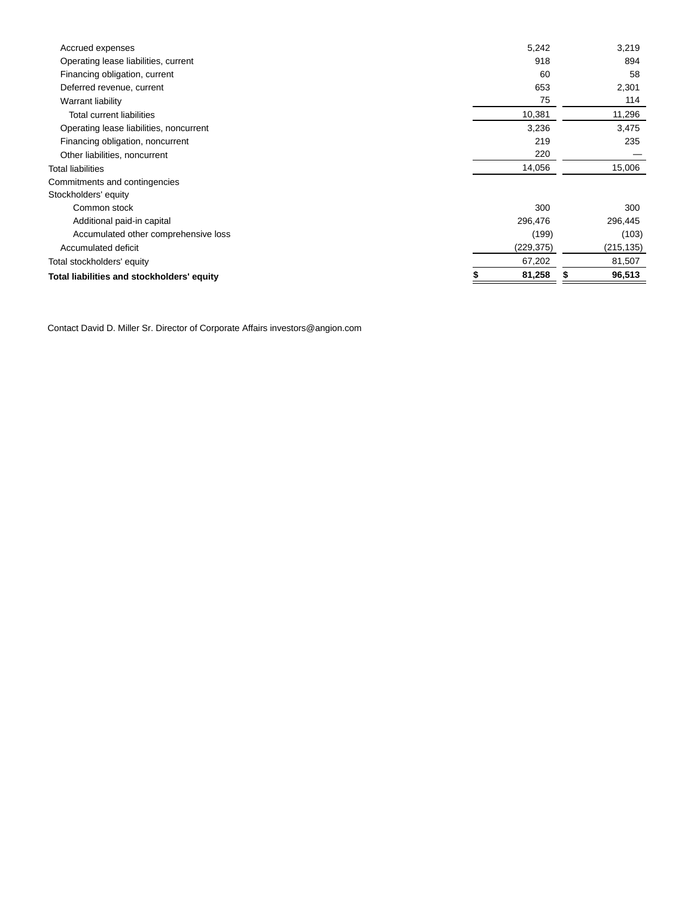| | | |
|---|---|---|
| Accrued expenses | 5,242 | 3,219 |
| Operating lease liabilities, current | 918 | 894 |
| Financing obligation, current | 60 | 58 |
| Deferred revenue, current | 653 | 2,301 |
| Warrant liability | 75 | 114 |
| Total current liabilities | 10,381 | 11,296 |
| Operating lease liabilities, noncurrent | 3,236 | 3,475 |
| Financing obligation, noncurrent | 219 | 235 |
| Other liabilities, noncurrent | 220 | — |
| Total liabilities | 14,056 | 15,006 |
| Commitments and contingencies | | |
| Stockholders' equity | | |
| Common stock | 300 | 300 |
| Additional paid-in capital | 296,476 | 296,445 |
| Accumulated other comprehensive loss | (199) | (103) |
| Accumulated deficit | (229,375) | (215,135) |
| Total stockholders' equity | 67,202 | 81,507 |
| **Total liabilities and stockholders' equity** | **$ 81,258** | **$ 96,513** |

Contact David D. Miller Sr. Director of Corporate Affairs investors@angion.com